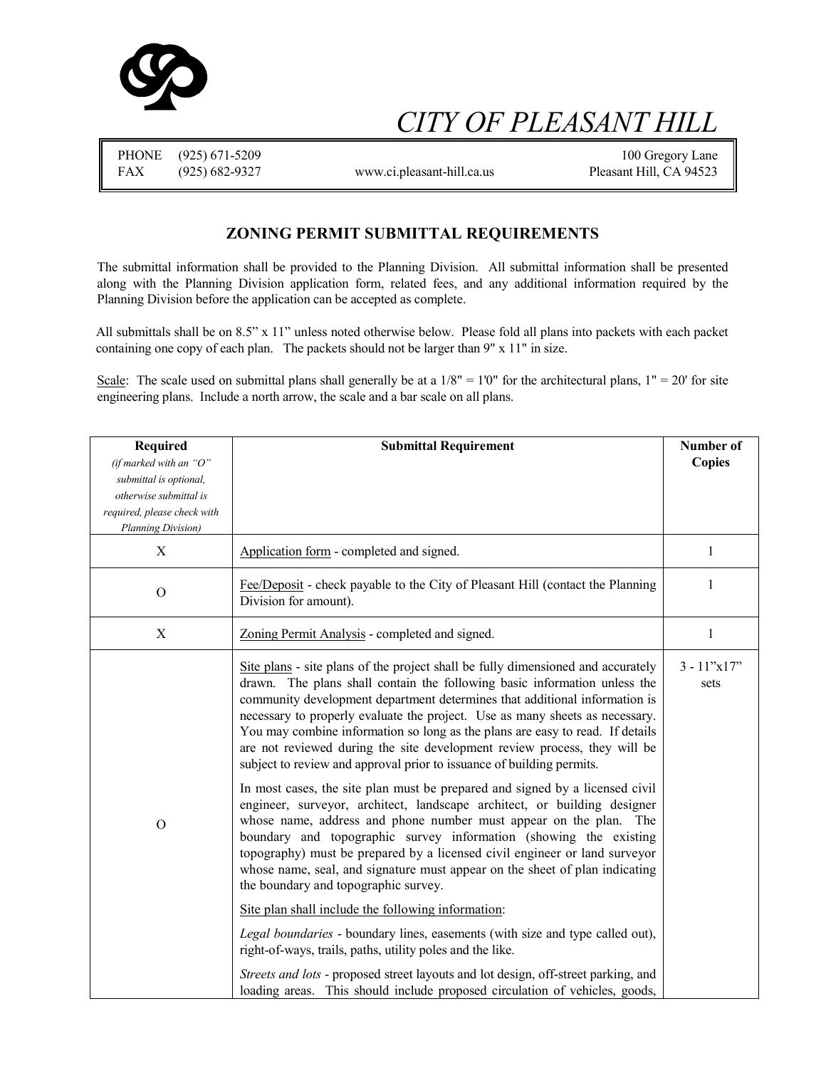# CITY OF PLEASANT HILL

PHONE (925) 671-5209
FAX (925) 682-9327
www.ci.pleasant-hill.ca.us
100 Gregory Lane
Pleasant Hill, CA 94523

## ZONING PERMIT SUBMITTAL REQUIREMENTS

The submittal information shall be provided to the Planning Division. All submittal information shall be presented along with the Planning Division application form, related fees, and any additional information required by the Planning Division before the application can be accepted as complete.

All submittals shall be on 8.5" x 11" unless noted otherwise below. Please fold all plans into packets with each packet containing one copy of each plan. The packets should not be larger than 9" x 11" in size.

Scale: The scale used on submittal plans shall generally be at a 1/8" = 1'0" for the architectural plans, 1" = 20' for site engineering plans. Include a north arrow, the scale and a bar scale on all plans.

| **Required** *(if marked with an "O" submittal is optional, otherwise submittal is required, please check with Planning Division)* | **Submittal Requirement** | **Number of Copies** |
|---|---|---|
| X | Application form - completed and signed. | 1 |
| O | Fee/Deposit - check payable to the City of Pleasant Hill (contact the Planning Division for amount). | 1 |
| X | Zoning Permit Analysis - completed and signed. | 1 |
| O | Site plans - site plans of the project shall be fully dimensioned and accurately drawn. The plans shall contain the following basic information unless the community development department determines that additional information is necessary to properly evaluate the project. Use as many sheets as necessary. You may combine information so long as the plans are easy to read. If details are not reviewed during the site development review process, they will be subject to review and approval prior to issuance of building permits.<br><br>In most cases, the site plan must be prepared and signed by a licensed civil engineer, surveyor, architect, landscape architect, or building designer whose name, address and phone number must appear on the plan. The boundary and topographic survey information (showing the existing topography) must be prepared by a licensed civil engineer or land surveyor whose name, seal, and signature must appear on the sheet of plan indicating the boundary and topographic survey.<br><br>Site plan shall include the following information:<br><br>*Legal boundaries* - boundary lines, easements (with size and type called out), right-of-ways, trails, paths, utility poles and the like.<br><br>*Streets and lots* - proposed street layouts and lot design, off-street parking, and loading areas. This should include proposed circulation of vehicles, goods, | 3 - 11"x17" sets |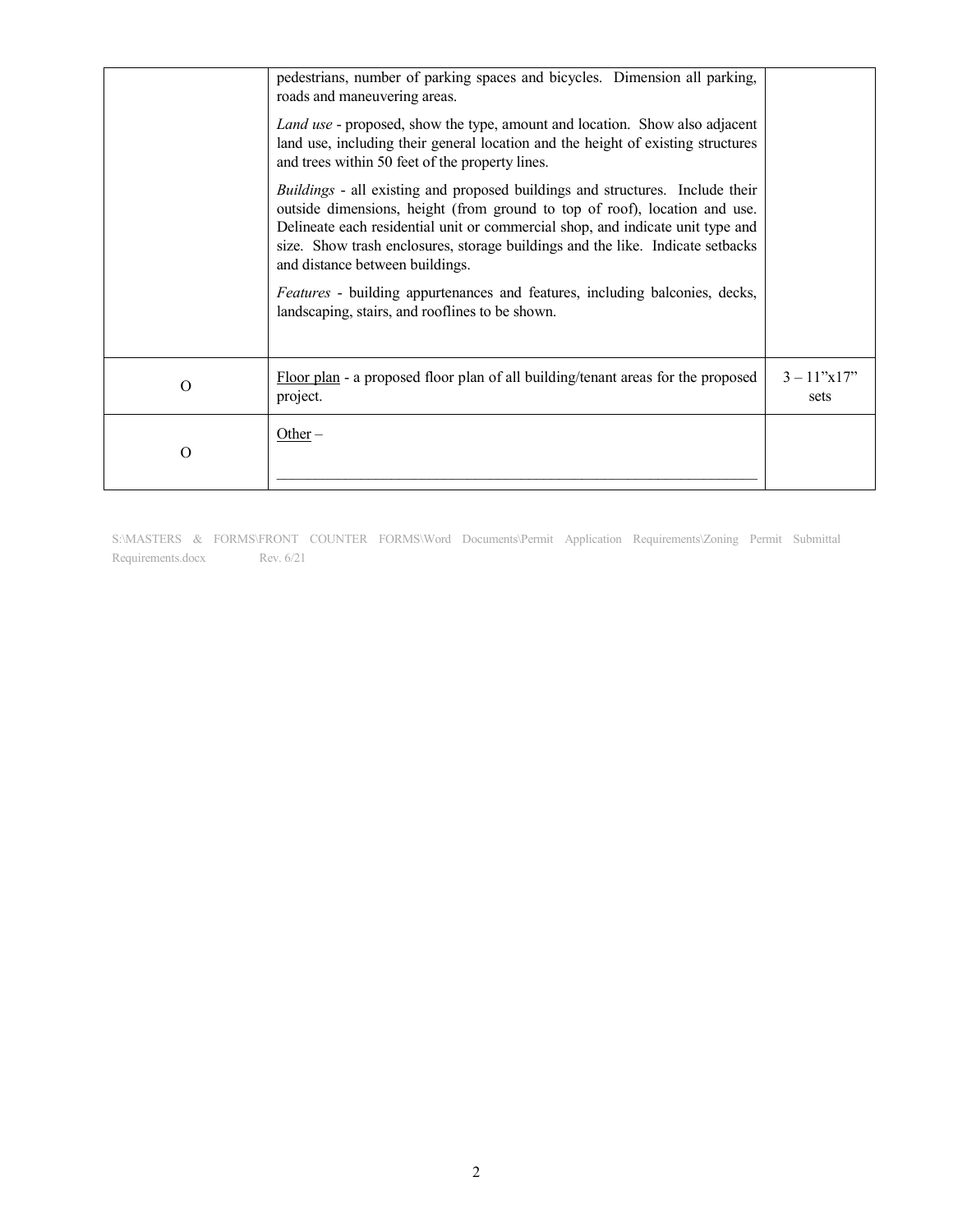| | | |
|---|---|---|
| | pedestrians, number of parking spaces and bicycles. Dimension all parking, roads and maneuvering areas.<br><br>*Land use* - proposed, show the type, amount and location. Show also adjacent land use, including their general location and the height of existing structures and trees within 50 feet of the property lines.<br><br>*Buildings* - all existing and proposed buildings and structures. Include their outside dimensions, height (from ground to top of roof), location and use. Delineate each residential unit or commercial shop, and indicate unit type and size. Show trash enclosures, storage buildings and the like. Indicate setbacks and distance between buildings.<br><br>*Features* - building appurtenances and features, including balconies, decks, landscaping, stairs, and rooflines to be shown. | |
| O | Floor plan - a proposed floor plan of all building/tenant areas for the proposed project. | 3 – 11"x17" sets |
| O | Other – \_\_\_\_\_\_\_\_\_\_\_\_\_\_\_\_\_\_\_\_\_\_\_\_\_\_\_\_\_\_\_\_\_\_\_\_\_\_\_\_ | |

S:\MASTERS & FORMS\FRONT COUNTER FORMS\Word Documents\Permit Application Requirements\Zoning Permit Submittal Requirements.docx Rev. 6/21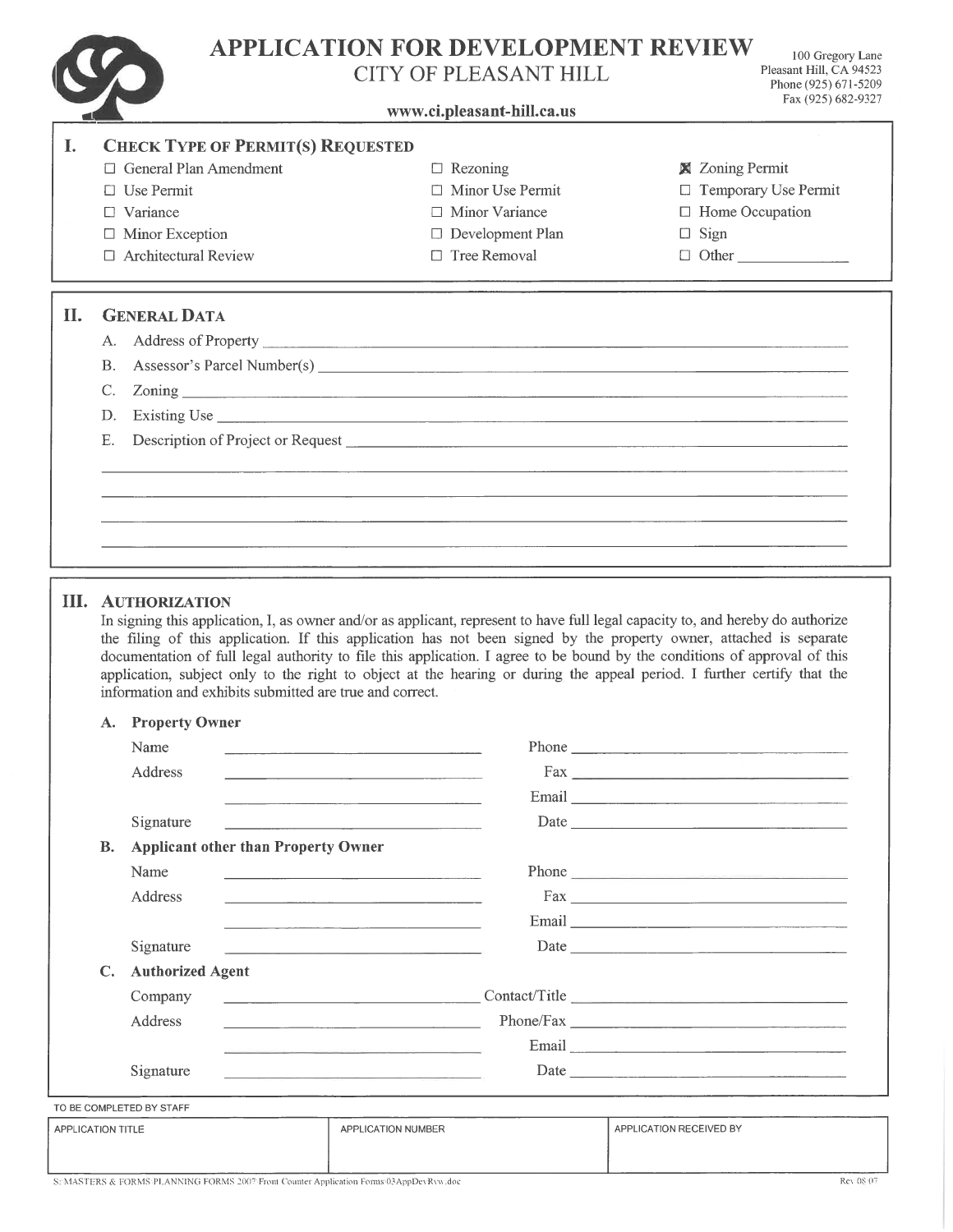# APPLICATION FOR DEVELOPMENT REVIEW

CITY OF PLEASANT HILL

www.ci.pleasant-hill.ca.us

100 Gregory Lane
Pleasant Hill, CA 94523
Phone (925) 671-5209
Fax (925) 682-9327

## I. CHECK TYPE OF PERMIT(S) REQUESTED

- ☐ General Plan Amendment
- ☐ Use Permit
- ☐ Variance
- ☐ Minor Exception
- ☐ Architectural Review
- ☐ Rezoning
- ☐ Minor Use Permit
- ☐ Minor Variance
- ☐ Development Plan
- ☐ Tree Removal
- ☒ Zoning Permit
- ☐ Temporary Use Permit
- ☐ Home Occupation
- ☐ Sign
- ☐ Other ______________

## II. GENERAL DATA

A. Address of Property ______________________________

B. Assessor's Parcel Number(s) ______________________________

C. Zoning ______________________________

D. Existing Use ______________________________

E. Description of Project or Request ______________________________

______________________________

______________________________

______________________________

______________________________

## III. AUTHORIZATION

In signing this application, I, as owner and/or as applicant, represent to have full legal capacity to, and hereby do authorize the filing of this application. If this application has not been signed by the property owner, attached is separate documentation of full legal authority to file this application. I agree to be bound by the conditions of approval of this application, subject only to the right to object at the hearing or during the appeal period. I further certify that the information and exhibits submitted are true and correct.

### A. Property Owner

Name ______________________ Phone ______________________

Address ______________________ Fax ______________________

______________________ Email ______________________

Signature ______________________ Date ______________________

### B. Applicant other than Property Owner

Name ______________________ Phone ______________________

Address ______________________ Fax ______________________

______________________ Email ______________________

Signature ______________________ Date ______________________

### C. Authorized Agent

Company ______________________ Contact/Title ______________________

Address ______________________ Phone/Fax ______________________

______________________ Email ______________________

Signature ______________________ Date ______________________

TO BE COMPLETED BY STAFF

| APPLICATION TITLE | APPLICATION NUMBER | APPLICATION RECEIVED BY |
|---|---|---|
| | | |

S:\MASTERS & FORMS\PLANNING FORMS 2007\Front Counter Application Forms\03AppDevRvw.doc

Rev 08/07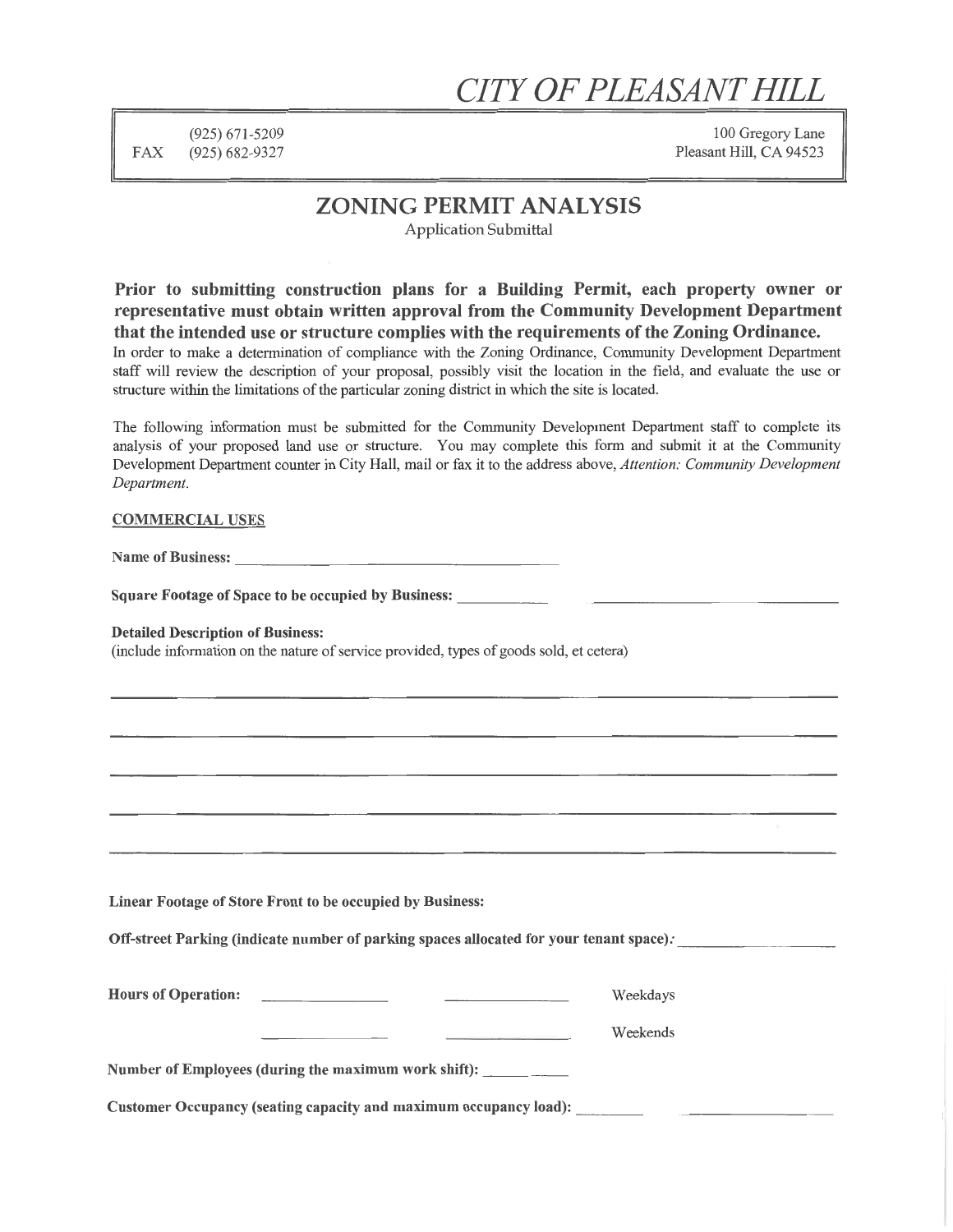# CITY OF PLEASANT HILL

(925) 671-5209
FAX (925) 682-9327

100 Gregory Lane
Pleasant Hill, CA 94523

## ZONING PERMIT ANALYSIS

Application Submittal

**Prior to submitting construction plans for a Building Permit, each property owner or representative must obtain written approval from the Community Development Department that the intended use or structure complies with the requirements of the Zoning Ordinance.** In order to make a determination of compliance with the Zoning Ordinance, Community Development Department staff will review the description of your proposal, possibly visit the location in the field, and evaluate the use or structure within the limitations of the particular zoning district in which the site is located.

The following information must be submitted for the Community Development Department staff to complete its analysis of your proposed land use or structure. You may complete this form and submit it at the Community Development Department counter in City Hall, mail or fax it to the address above, *Attention: Community Development Department.*

COMMERCIAL USES

**Name of Business:** ______________________________

**Square Footage of Space to be occupied by Business:** __________ ____________________

**Detailed Description of Business:**
(include information on the nature of service provided, types of goods sold, et cetera)

________________________________________________________________

________________________________________________________________

________________________________________________________________

________________________________________________________________

________________________________________________________________

**Linear Footage of Store Front to be occupied by Business:**

**Off-street Parking (indicate number of parking spaces allocated for your tenant space):** ______________

**Hours of Operation:** ____________ ____________ Weekdays

____________ ____________ Weekends

**Number of Employees (during the maximum work shift):** ______

**Customer Occupancy (seating capacity and maximum occupancy load):** ________ ____________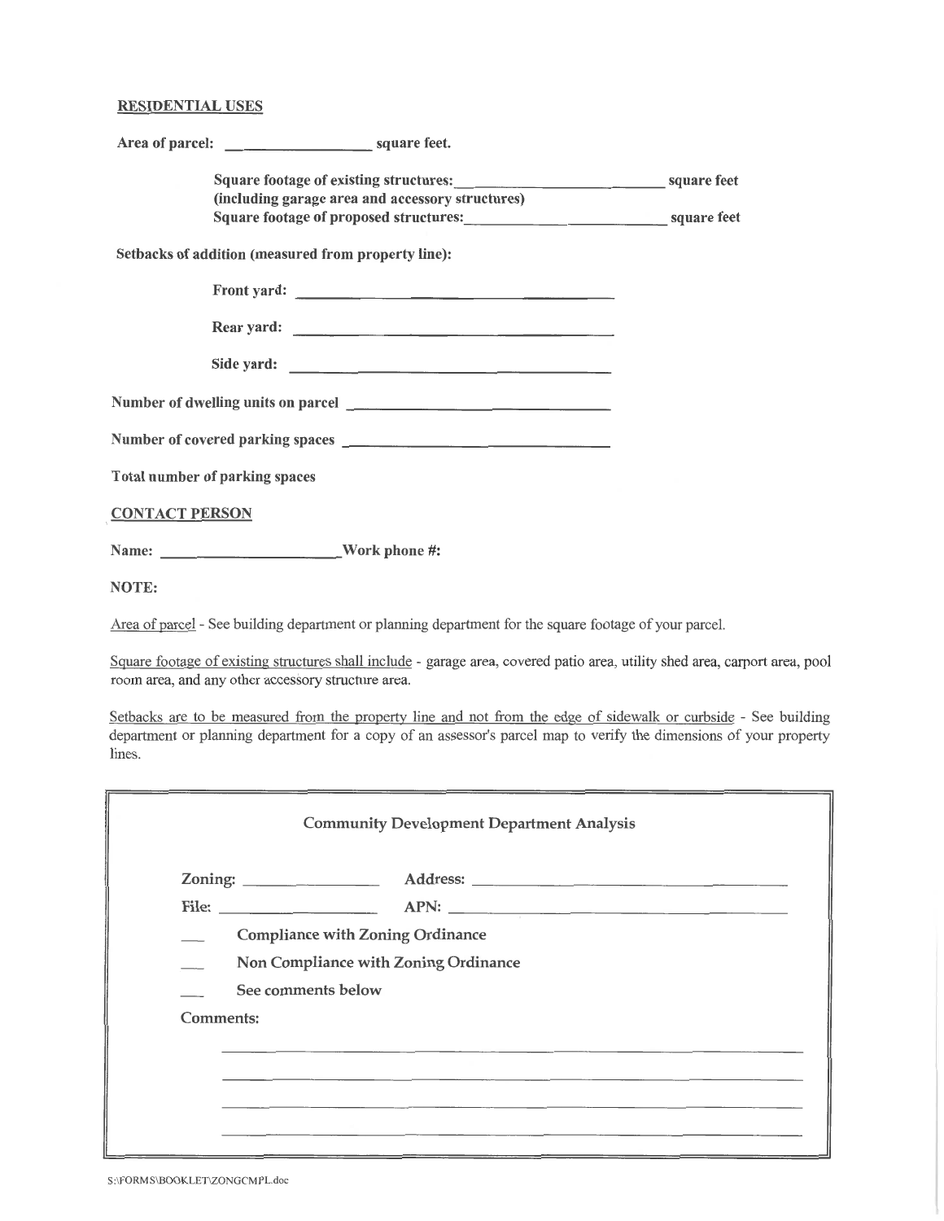**RESIDENTIAL USES**

**Area of parcel:** ________________ **square feet.**

> **Square footage of existing structures:** ________________________ **square feet**
> **(including garage area and accessory structures)**
> **Square footage of proposed structures:** ________________________ **square feet**

**Setbacks of addition (measured from property line):**

> **Front yard:** ________________________________
>
> **Rear yard:** ________________________________
>
> **Side yard:** ________________________________

**Number of dwelling units on parcel** ________________________________

**Number of covered parking spaces** ________________________________

**Total number of parking spaces**

**CONTACT PERSON**

**Name:** ____________________ **Work phone #:**

**NOTE:**

Area of parcel - See building department or planning department for the square footage of your parcel.

Square footage of existing structures shall include - garage area, covered patio area, utility shed area, carport area, pool room area, and any other accessory structure area.

Setbacks are to be measured from the property line and not from the edge of sidewalk or curbside - See building department or planning department for a copy of an assessor's parcel map to verify the dimensions of your property lines.

---

**Community Development Department Analysis**

Zoning: ______________ Address: ________________________________

File: ________________ APN: ________________________________

___ Compliance with Zoning Ordinance

___ Non Compliance with Zoning Ordinance

___ See comments below

Comments:

________________________________________________________________

________________________________________________________________

________________________________________________________________

________________________________________________________________

---

S:\FORMS\BOOKLET\ZONGCMPL.doc